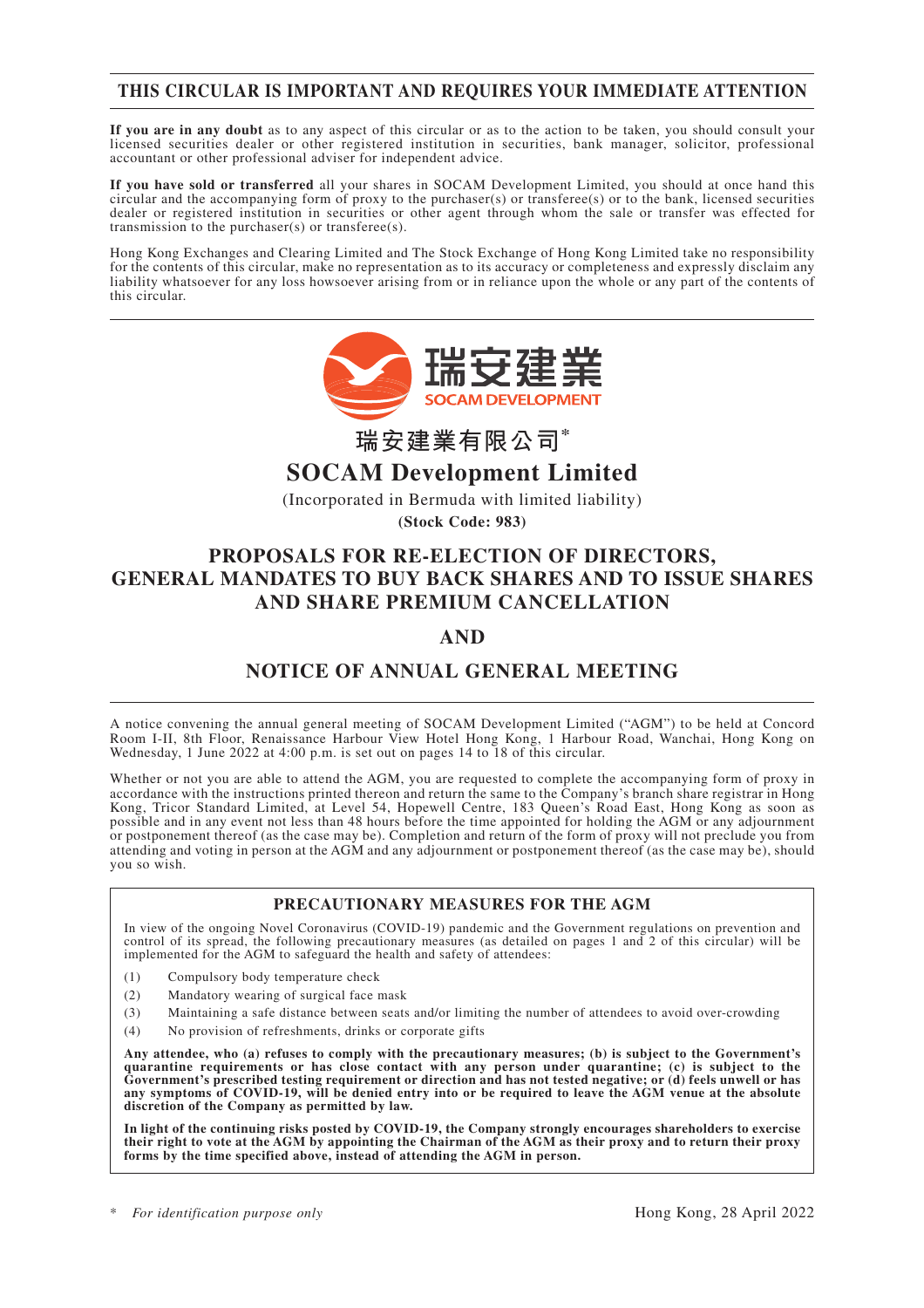**THIS CIRCULAR IS IMPORTANT AND REQUIRES YOUR IMMEDIATE ATTENTION**

**If you are in any doubt** as to any aspect of this circular or as to the action to be taken, you should consult your licensed securities dealer or other registered institution in securities, bank manager, solicitor, professional accountant or other professional adviser for independent advice.

**If you have sold or transferred** all your shares in SOCAM Development Limited, you should at once hand this circular and the accompanying form of proxy to the purchaser(s) or transferee(s) or to the bank, licensed securities dealer or registered institution in securities or other agent through whom the sale or transfer was effected for transmission to the purchaser(s) or transferee(s).

Hong Kong Exchanges and Clearing Limited and The Stock Exchange of Hong Kong Limited take no responsibility for the contents of this circular, make no representation as to its accuracy or completeness and expressly disclaim any liability whatsoever for any loss howsoever arising from or in reliance upon the whole or any part of the contents of this circular.

瑞安建業
SOCAM DEVELOPMENT

# 瑞安建業有限公司*
# SOCAM Development Limited

(Incorporated in Bermuda with limited liability)

**(Stock Code: 983)**

## PROPOSALS FOR RE-ELECTION OF DIRECTORS, GENERAL MANDATES TO BUY BACK SHARES AND TO ISSUE SHARES AND SHARE PREMIUM CANCELLATION

## AND

## NOTICE OF ANNUAL GENERAL MEETING

A notice convening the annual general meeting of SOCAM Development Limited ("AGM") to be held at Concord Room I-II, 8th Floor, Renaissance Harbour View Hotel Hong Kong, 1 Harbour Road, Wanchai, Hong Kong on Wednesday, 1 June 2022 at 4:00 p.m. is set out on pages 14 to 18 of this circular.

Whether or not you are able to attend the AGM, you are requested to complete the accompanying form of proxy in accordance with the instructions printed thereon and return the same to the Company's branch share registrar in Hong Kong, Tricor Standard Limited, at Level 54, Hopewell Centre, 183 Queen's Road East, Hong Kong as soon as possible and in any event not less than 48 hours before the time appointed for holding the AGM or any adjournment or postponement thereof (as the case may be). Completion and return of the form of proxy will not preclude you from attending and voting in person at the AGM and any adjournment or postponement thereof (as the case may be), should you so wish.

**PRECAUTIONARY MEASURES FOR THE AGM**

In view of the ongoing Novel Coronavirus (COVID-19) pandemic and the Government regulations on prevention and control of its spread, the following precautionary measures (as detailed on pages 1 and 2 of this circular) will be implemented for the AGM to safeguard the health and safety of attendees:

(1) Compulsory body temperature check

(2) Mandatory wearing of surgical face mask

(3) Maintaining a safe distance between seats and/or limiting the number of attendees to avoid over-crowding

(4) No provision of refreshments, drinks or corporate gifts

**Any attendee, who (a) refuses to comply with the precautionary measures; (b) is subject to the Government's quarantine requirements or has close contact with any person under quarantine; (c) is subject to the Government's prescribed testing requirement or direction and has not tested negative; or (d) feels unwell or has any symptoms of COVID-19, will be denied entry into or be required to leave the AGM venue at the absolute discretion of the Company as permitted by law.**

**In light of the continuing risks posted by COVID-19, the Company strongly encourages shareholders to exercise their right to vote at the AGM by appointing the Chairman of the AGM as their proxy and to return their proxy forms by the time specified above, instead of attending the AGM in person.**

\* *For identification purpose only*

Hong Kong, 28 April 2022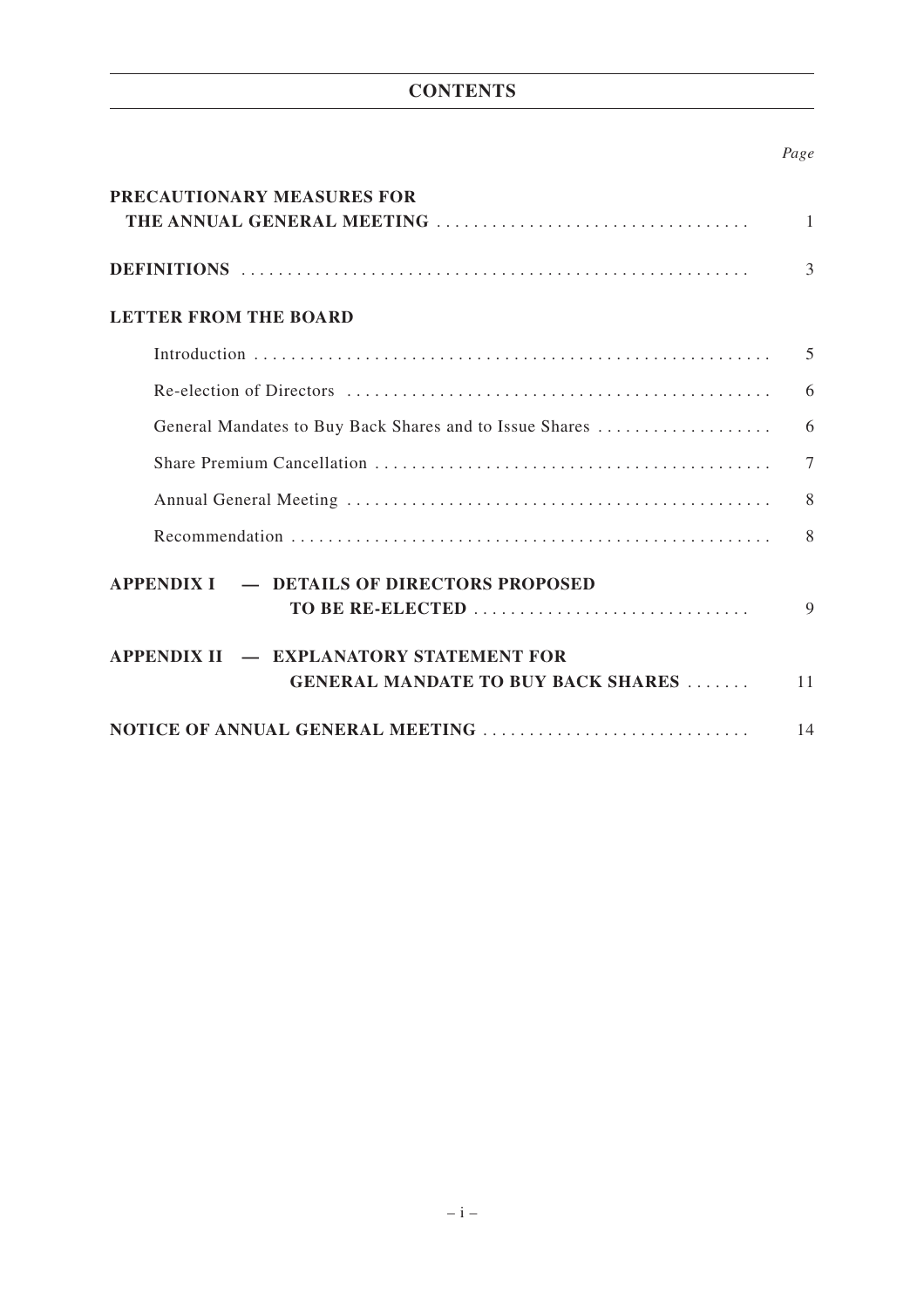# CONTENTS

| | *Page* |
|---|---|
| **PRECAUTIONARY MEASURES FOR THE ANNUAL GENERAL MEETING** | 1 |
| **DEFINITIONS** | 3 |
| **LETTER FROM THE BOARD** | |
| Introduction | 5 |
| Re-election of Directors | 6 |
| General Mandates to Buy Back Shares and to Issue Shares | 6 |
| Share Premium Cancellation | 7 |
| Annual General Meeting | 8 |
| Recommendation | 8 |
| **APPENDIX I — DETAILS OF DIRECTORS PROPOSED TO BE RE-ELECTED** | 9 |
| **APPENDIX II — EXPLANATORY STATEMENT FOR GENERAL MANDATE TO BUY BACK SHARES** | 11 |
| **NOTICE OF ANNUAL GENERAL MEETING** | 14 |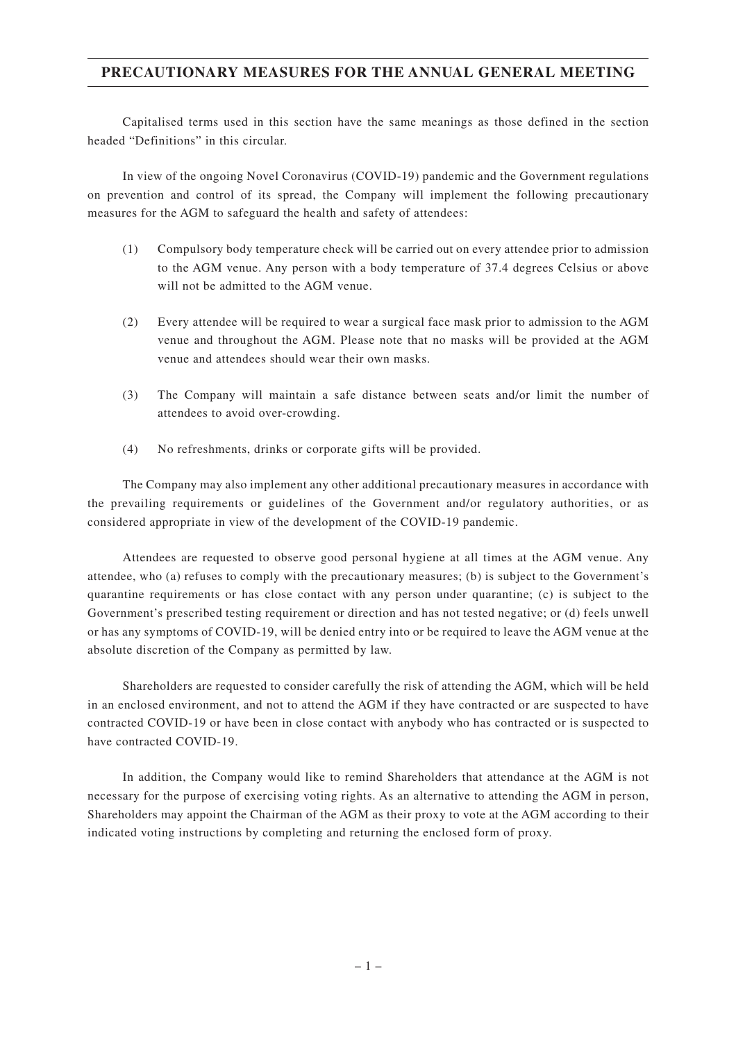# PRECAUTIONARY MEASURES FOR THE ANNUAL GENERAL MEETING

Capitalised terms used in this section have the same meanings as those defined in the section headed "Definitions" in this circular.

In view of the ongoing Novel Coronavirus (COVID-19) pandemic and the Government regulations on prevention and control of its spread, the Company will implement the following precautionary measures for the AGM to safeguard the health and safety of attendees:

(1) Compulsory body temperature check will be carried out on every attendee prior to admission to the AGM venue. Any person with a body temperature of 37.4 degrees Celsius or above will not be admitted to the AGM venue.

(2) Every attendee will be required to wear a surgical face mask prior to admission to the AGM venue and throughout the AGM. Please note that no masks will be provided at the AGM venue and attendees should wear their own masks.

(3) The Company will maintain a safe distance between seats and/or limit the number of attendees to avoid over-crowding.

(4) No refreshments, drinks or corporate gifts will be provided.

The Company may also implement any other additional precautionary measures in accordance with the prevailing requirements or guidelines of the Government and/or regulatory authorities, or as considered appropriate in view of the development of the COVID-19 pandemic.

Attendees are requested to observe good personal hygiene at all times at the AGM venue. Any attendee, who (a) refuses to comply with the precautionary measures; (b) is subject to the Government's quarantine requirements or has close contact with any person under quarantine; (c) is subject to the Government's prescribed testing requirement or direction and has not tested negative; or (d) feels unwell or has any symptoms of COVID-19, will be denied entry into or be required to leave the AGM venue at the absolute discretion of the Company as permitted by law.

Shareholders are requested to consider carefully the risk of attending the AGM, which will be held in an enclosed environment, and not to attend the AGM if they have contracted or are suspected to have contracted COVID-19 or have been in close contact with anybody who has contracted or is suspected to have contracted COVID-19.

In addition, the Company would like to remind Shareholders that attendance at the AGM is not necessary for the purpose of exercising voting rights. As an alternative to attending the AGM in person, Shareholders may appoint the Chairman of the AGM as their proxy to vote at the AGM according to their indicated voting instructions by completing and returning the enclosed form of proxy.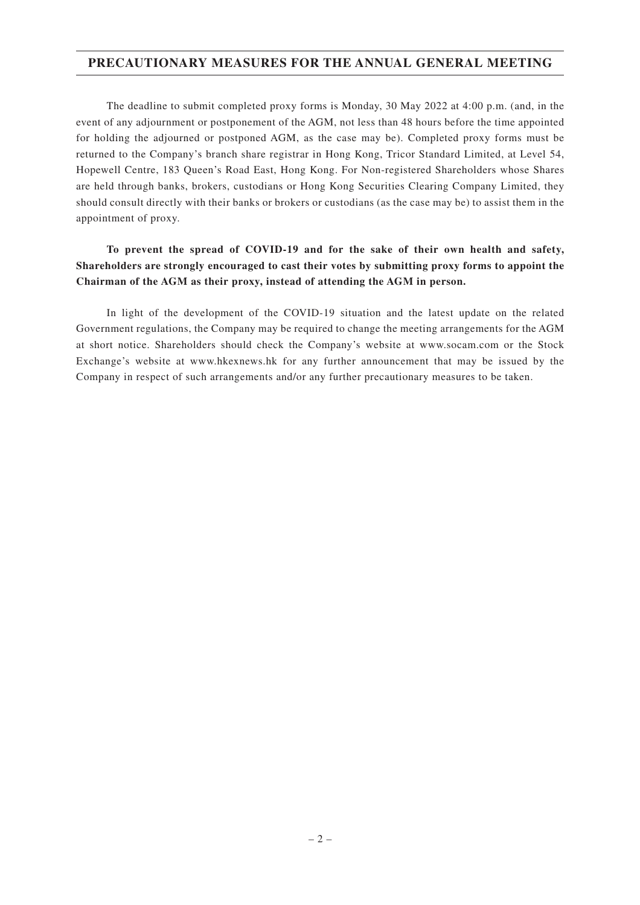## PRECAUTIONARY MEASURES FOR THE ANNUAL GENERAL MEETING

The deadline to submit completed proxy forms is Monday, 30 May 2022 at 4:00 p.m. (and, in the event of any adjournment or postponement of the AGM, not less than 48 hours before the time appointed for holding the adjourned or postponed AGM, as the case may be). Completed proxy forms must be returned to the Company's branch share registrar in Hong Kong, Tricor Standard Limited, at Level 54, Hopewell Centre, 183 Queen's Road East, Hong Kong. For Non-registered Shareholders whose Shares are held through banks, brokers, custodians or Hong Kong Securities Clearing Company Limited, they should consult directly with their banks or brokers or custodians (as the case may be) to assist them in the appointment of proxy.

**To prevent the spread of COVID-19 and for the sake of their own health and safety, Shareholders are strongly encouraged to cast their votes by submitting proxy forms to appoint the Chairman of the AGM as their proxy, instead of attending the AGM in person.**

In light of the development of the COVID-19 situation and the latest update on the related Government regulations, the Company may be required to change the meeting arrangements for the AGM at short notice. Shareholders should check the Company's website at www.socam.com or the Stock Exchange's website at www.hkexnews.hk for any further announcement that may be issued by the Company in respect of such arrangements and/or any further precautionary measures to be taken.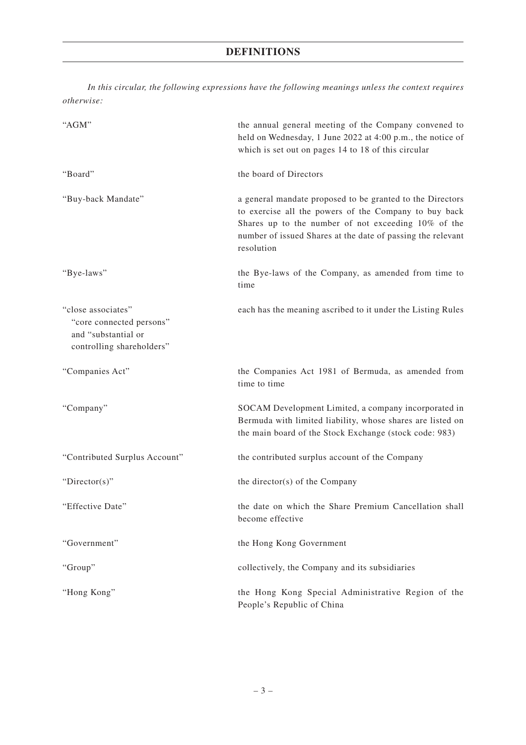# DEFINITIONS

*In this circular, the following expressions have the following meanings unless the context requires otherwise:*

| | |
|---|---|
| "AGM" | the annual general meeting of the Company convened to held on Wednesday, 1 June 2022 at 4:00 p.m., the notice of which is set out on pages 14 to 18 of this circular |
| "Board" | the board of Directors |
| "Buy-back Mandate" | a general mandate proposed to be granted to the Directors to exercise all the powers of the Company to buy back Shares up to the number of not exceeding 10% of the number of issued Shares at the date of passing the relevant resolution |
| "Bye-laws" | the Bye-laws of the Company, as amended from time to time |
| "close associates" "core connected persons" and "substantial or controlling shareholders" | each has the meaning ascribed to it under the Listing Rules |
| "Companies Act" | the Companies Act 1981 of Bermuda, as amended from time to time |
| "Company" | SOCAM Development Limited, a company incorporated in Bermuda with limited liability, whose shares are listed on the main board of the Stock Exchange (stock code: 983) |
| "Contributed Surplus Account" | the contributed surplus account of the Company |
| "Director(s)" | the director(s) of the Company |
| "Effective Date" | the date on which the Share Premium Cancellation shall become effective |
| "Government" | the Hong Kong Government |
| "Group" | collectively, the Company and its subsidiaries |
| "Hong Kong" | the Hong Kong Special Administrative Region of the People's Republic of China |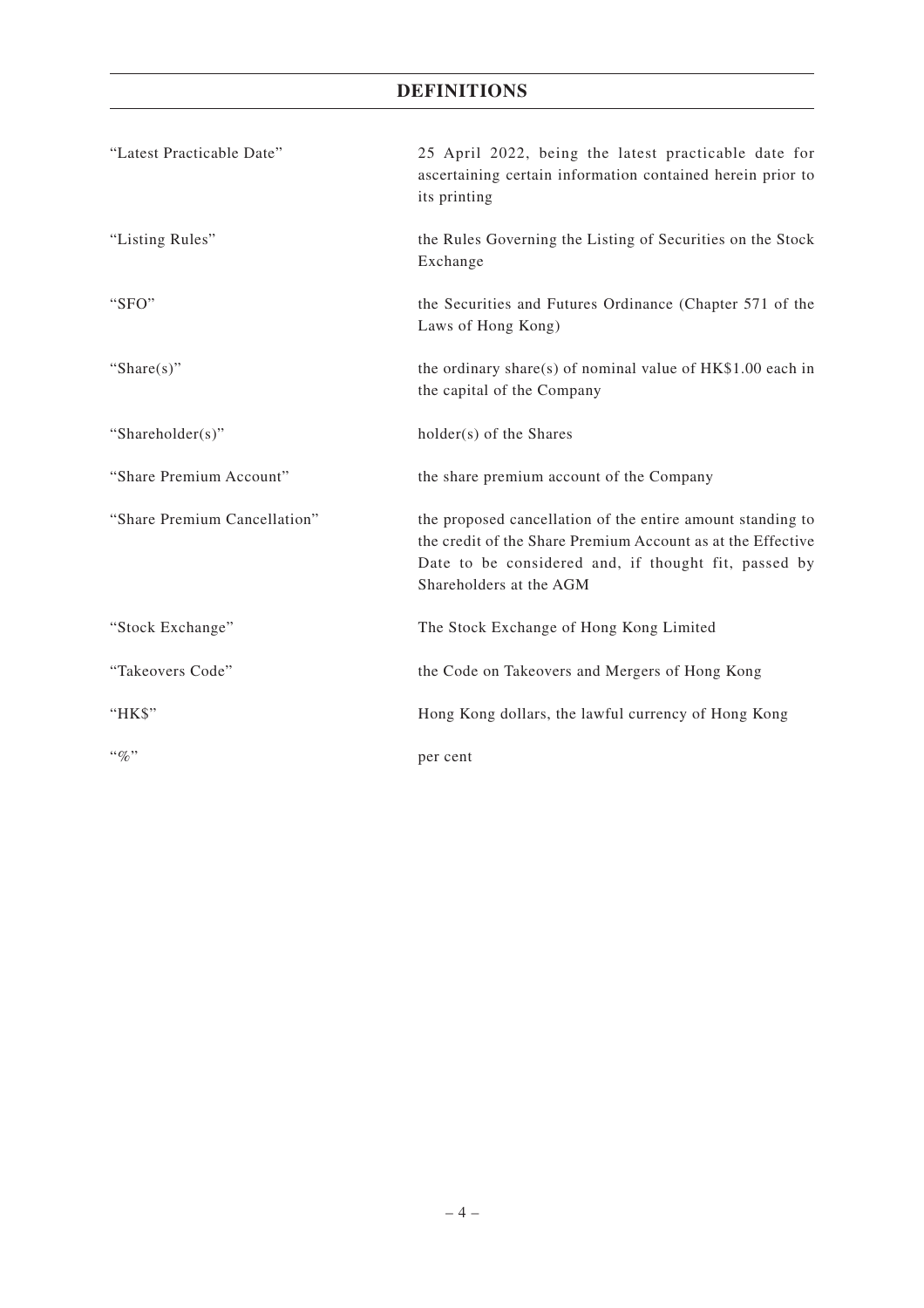## DEFINITIONS

| | |
|---|---|
| "Latest Practicable Date" | 25 April 2022, being the latest practicable date for ascertaining certain information contained herein prior to its printing |
| "Listing Rules" | the Rules Governing the Listing of Securities on the Stock Exchange |
| "SFO" | the Securities and Futures Ordinance (Chapter 571 of the Laws of Hong Kong) |
| "Share(s)" | the ordinary share(s) of nominal value of HK$1.00 each in the capital of the Company |
| "Shareholder(s)" | holder(s) of the Shares |
| "Share Premium Account" | the share premium account of the Company |
| "Share Premium Cancellation" | the proposed cancellation of the entire amount standing to the credit of the Share Premium Account as at the Effective Date to be considered and, if thought fit, passed by Shareholders at the AGM |
| "Stock Exchange" | The Stock Exchange of Hong Kong Limited |
| "Takeovers Code" | the Code on Takeovers and Mergers of Hong Kong |
| "HK$" | Hong Kong dollars, the lawful currency of Hong Kong |
| "%" | per cent |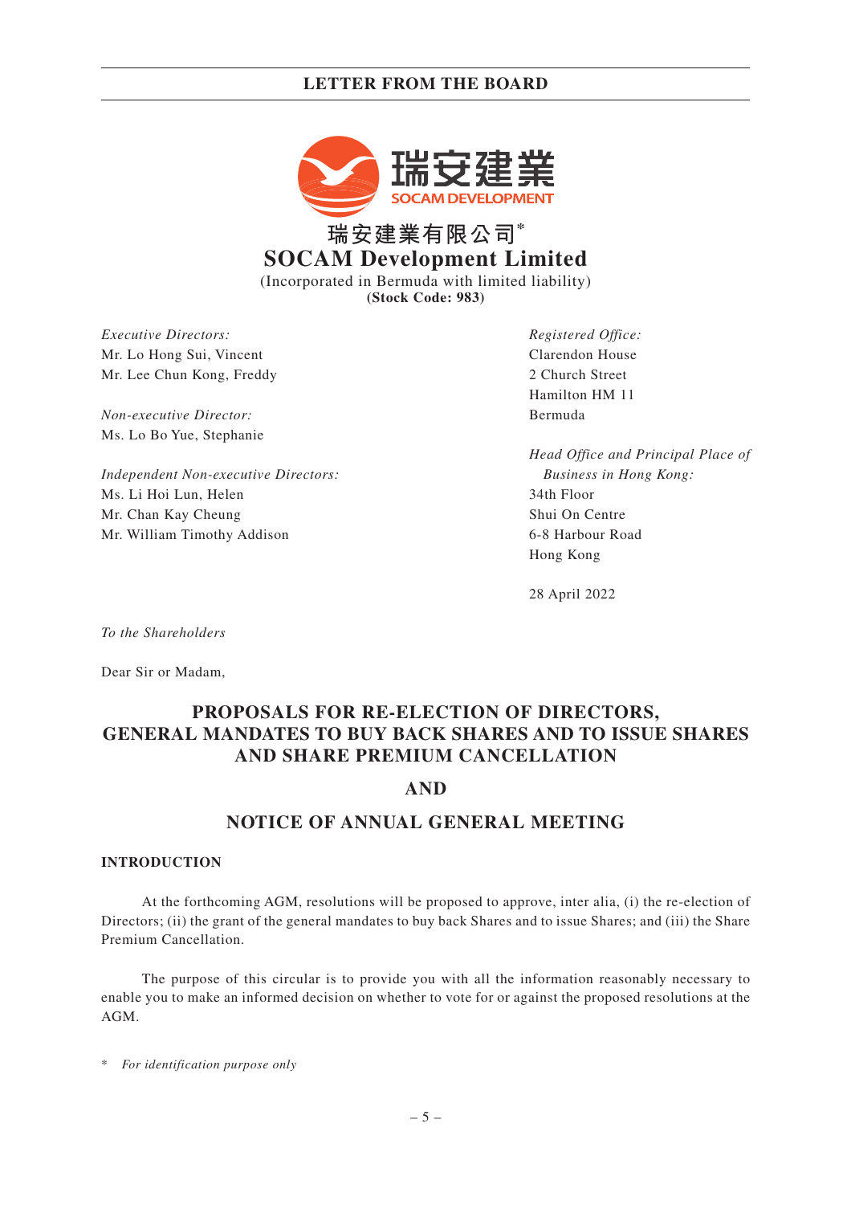## LETTER FROM THE BOARD

瑞安建業有限公司*

# SOCAM Development Limited

(Incorporated in Bermuda with limited liability)

**(Stock Code: 983)**

*Executive Directors:*
Mr. Lo Hong Sui, Vincent
Mr. Lee Chun Kong, Freddy

*Non-executive Director:*
Ms. Lo Bo Yue, Stephanie

*Independent Non-executive Directors:*
Ms. Li Hoi Lun, Helen
Mr. Chan Kay Cheung
Mr. William Timothy Addison

*Registered Office:*
Clarendon House
2 Church Street
Hamilton HM 11
Bermuda

*Head Office and Principal Place of Business in Hong Kong:*
34th Floor
Shui On Centre
6-8 Harbour Road
Hong Kong

28 April 2022

*To the Shareholders*

Dear Sir or Madam,

## PROPOSALS FOR RE-ELECTION OF DIRECTORS, GENERAL MANDATES TO BUY BACK SHARES AND TO ISSUE SHARES AND SHARE PREMIUM CANCELLATION

## AND

## NOTICE OF ANNUAL GENERAL MEETING

### INTRODUCTION

At the forthcoming AGM, resolutions will be proposed to approve, inter alia, (i) the re-election of Directors; (ii) the grant of the general mandates to buy back Shares and to issue Shares; and (iii) the Share Premium Cancellation.

The purpose of this circular is to provide you with all the information reasonably necessary to enable you to make an informed decision on whether to vote for or against the proposed resolutions at the AGM.

\* *For identification purpose only*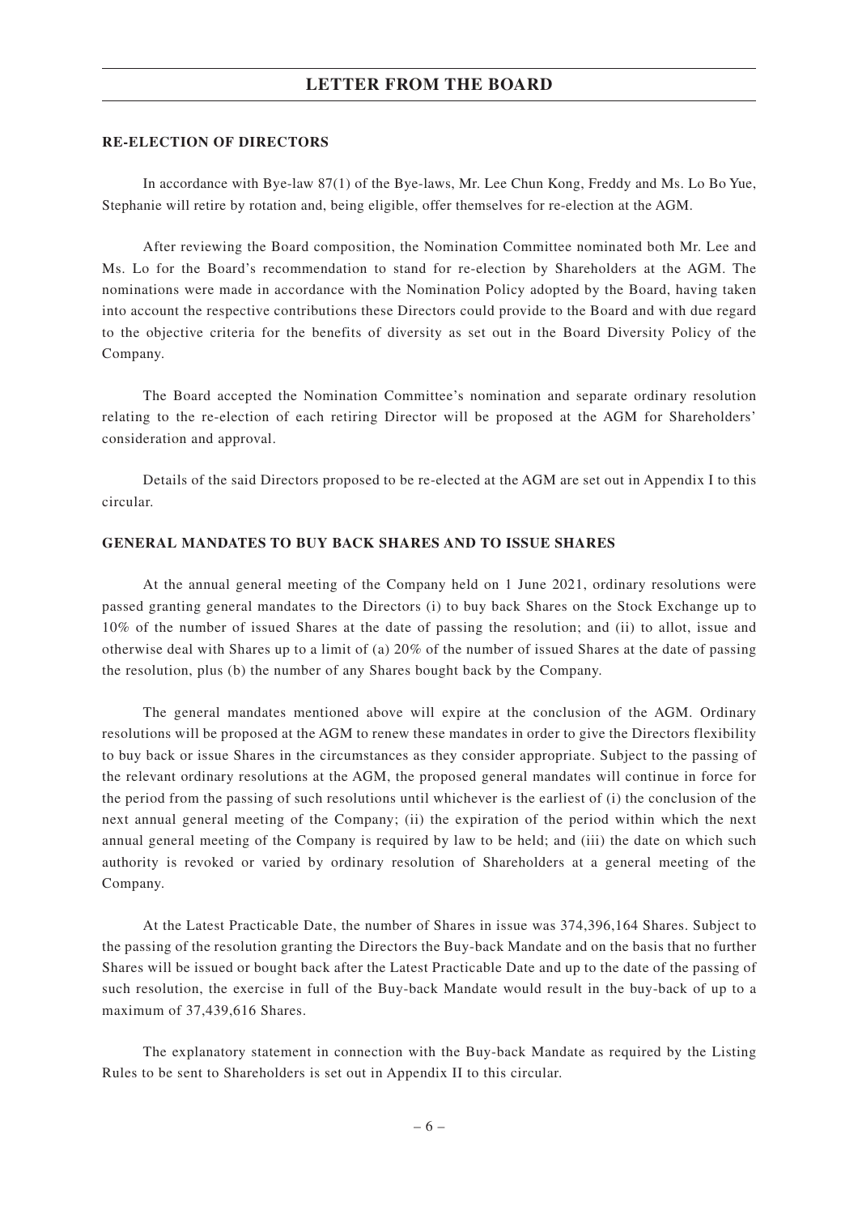## RE-ELECTION OF DIRECTORS

In accordance with Bye-law 87(1) of the Bye-laws, Mr. Lee Chun Kong, Freddy and Ms. Lo Bo Yue, Stephanie will retire by rotation and, being eligible, offer themselves for re-election at the AGM.

After reviewing the Board composition, the Nomination Committee nominated both Mr. Lee and Ms. Lo for the Board's recommendation to stand for re-election by Shareholders at the AGM. The nominations were made in accordance with the Nomination Policy adopted by the Board, having taken into account the respective contributions these Directors could provide to the Board and with due regard to the objective criteria for the benefits of diversity as set out in the Board Diversity Policy of the Company.

The Board accepted the Nomination Committee's nomination and separate ordinary resolution relating to the re-election of each retiring Director will be proposed at the AGM for Shareholders' consideration and approval.

Details of the said Directors proposed to be re-elected at the AGM are set out in Appendix I to this circular.

## GENERAL MANDATES TO BUY BACK SHARES AND TO ISSUE SHARES

At the annual general meeting of the Company held on 1 June 2021, ordinary resolutions were passed granting general mandates to the Directors (i) to buy back Shares on the Stock Exchange up to 10% of the number of issued Shares at the date of passing the resolution; and (ii) to allot, issue and otherwise deal with Shares up to a limit of (a) 20% of the number of issued Shares at the date of passing the resolution, plus (b) the number of any Shares bought back by the Company.

The general mandates mentioned above will expire at the conclusion of the AGM. Ordinary resolutions will be proposed at the AGM to renew these mandates in order to give the Directors flexibility to buy back or issue Shares in the circumstances as they consider appropriate. Subject to the passing of the relevant ordinary resolutions at the AGM, the proposed general mandates will continue in force for the period from the passing of such resolutions until whichever is the earliest of (i) the conclusion of the next annual general meeting of the Company; (ii) the expiration of the period within which the next annual general meeting of the Company is required by law to be held; and (iii) the date on which such authority is revoked or varied by ordinary resolution of Shareholders at a general meeting of the Company.

At the Latest Practicable Date, the number of Shares in issue was 374,396,164 Shares. Subject to the passing of the resolution granting the Directors the Buy-back Mandate and on the basis that no further Shares will be issued or bought back after the Latest Practicable Date and up to the date of the passing of such resolution, the exercise in full of the Buy-back Mandate would result in the buy-back of up to a maximum of 37,439,616 Shares.

The explanatory statement in connection with the Buy-back Mandate as required by the Listing Rules to be sent to Shareholders is set out in Appendix II to this circular.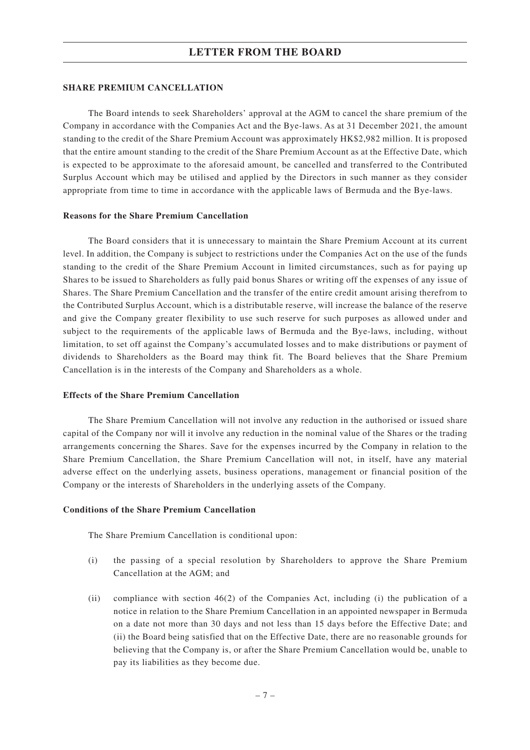## SHARE PREMIUM CANCELLATION

The Board intends to seek Shareholders' approval at the AGM to cancel the share premium of the Company in accordance with the Companies Act and the Bye-laws. As at 31 December 2021, the amount standing to the credit of the Share Premium Account was approximately HK$2,982 million. It is proposed that the entire amount standing to the credit of the Share Premium Account as at the Effective Date, which is expected to be approximate to the aforesaid amount, be cancelled and transferred to the Contributed Surplus Account which may be utilised and applied by the Directors in such manner as they consider appropriate from time to time in accordance with the applicable laws of Bermuda and the Bye-laws.

### Reasons for the Share Premium Cancellation

The Board considers that it is unnecessary to maintain the Share Premium Account at its current level. In addition, the Company is subject to restrictions under the Companies Act on the use of the funds standing to the credit of the Share Premium Account in limited circumstances, such as for paying up Shares to be issued to Shareholders as fully paid bonus Shares or writing off the expenses of any issue of Shares. The Share Premium Cancellation and the transfer of the entire credit amount arising therefrom to the Contributed Surplus Account, which is a distributable reserve, will increase the balance of the reserve and give the Company greater flexibility to use such reserve for such purposes as allowed under and subject to the requirements of the applicable laws of Bermuda and the Bye-laws, including, without limitation, to set off against the Company's accumulated losses and to make distributions or payment of dividends to Shareholders as the Board may think fit. The Board believes that the Share Premium Cancellation is in the interests of the Company and Shareholders as a whole.

### Effects of the Share Premium Cancellation

The Share Premium Cancellation will not involve any reduction in the authorised or issued share capital of the Company nor will it involve any reduction in the nominal value of the Shares or the trading arrangements concerning the Shares. Save for the expenses incurred by the Company in relation to the Share Premium Cancellation, the Share Premium Cancellation will not, in itself, have any material adverse effect on the underlying assets, business operations, management or financial position of the Company or the interests of Shareholders in the underlying assets of the Company.

### Conditions of the Share Premium Cancellation

The Share Premium Cancellation is conditional upon:

(i) the passing of a special resolution by Shareholders to approve the Share Premium Cancellation at the AGM; and

(ii) compliance with section 46(2) of the Companies Act, including (i) the publication of a notice in relation to the Share Premium Cancellation in an appointed newspaper in Bermuda on a date not more than 30 days and not less than 15 days before the Effective Date; and (ii) the Board being satisfied that on the Effective Date, there are no reasonable grounds for believing that the Company is, or after the Share Premium Cancellation would be, unable to pay its liabilities as they become due.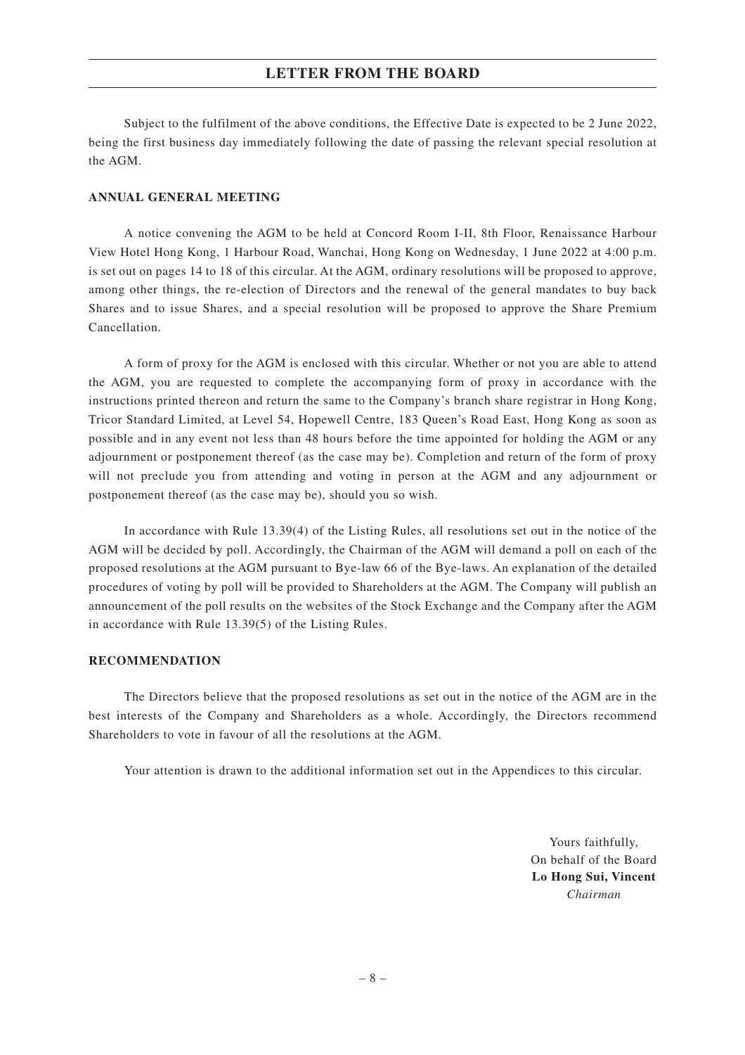# LETTER FROM THE BOARD

Subject to the fulfilment of the above conditions, the Effective Date is expected to be 2 June 2022, being the first business day immediately following the date of passing the relevant special resolution at the AGM.

## ANNUAL GENERAL MEETING

A notice convening the AGM to be held at Concord Room I-II, 8th Floor, Renaissance Harbour View Hotel Hong Kong, 1 Harbour Road, Wanchai, Hong Kong on Wednesday, 1 June 2022 at 4:00 p.m. is set out on pages 14 to 18 of this circular. At the AGM, ordinary resolutions will be proposed to approve, among other things, the re-election of Directors and the renewal of the general mandates to buy back Shares and to issue Shares, and a special resolution will be proposed to approve the Share Premium Cancellation.

A form of proxy for the AGM is enclosed with this circular. Whether or not you are able to attend the AGM, you are requested to complete the accompanying form of proxy in accordance with the instructions printed thereon and return the same to the Company's branch share registrar in Hong Kong, Tricor Standard Limited, at Level 54, Hopewell Centre, 183 Queen's Road East, Hong Kong as soon as possible and in any event not less than 48 hours before the time appointed for holding the AGM or any adjournment or postponement thereof (as the case may be). Completion and return of the form of proxy will not preclude you from attending and voting in person at the AGM and any adjournment or postponement thereof (as the case may be), should you so wish.

In accordance with Rule 13.39(4) of the Listing Rules, all resolutions set out in the notice of the AGM will be decided by poll. Accordingly, the Chairman of the AGM will demand a poll on each of the proposed resolutions at the AGM pursuant to Bye-law 66 of the Bye-laws. An explanation of the detailed procedures of voting by poll will be provided to Shareholders at the AGM. The Company will publish an announcement of the poll results on the websites of the Stock Exchange and the Company after the AGM in accordance with Rule 13.39(5) of the Listing Rules.

## RECOMMENDATION

The Directors believe that the proposed resolutions as set out in the notice of the AGM are in the best interests of the Company and Shareholders as a whole. Accordingly, the Directors recommend Shareholders to vote in favour of all the resolutions at the AGM.

Your attention is drawn to the additional information set out in the Appendices to this circular.

Yours faithfully,
On behalf of the Board
**Lo Hong Sui, Vincent**
*Chairman*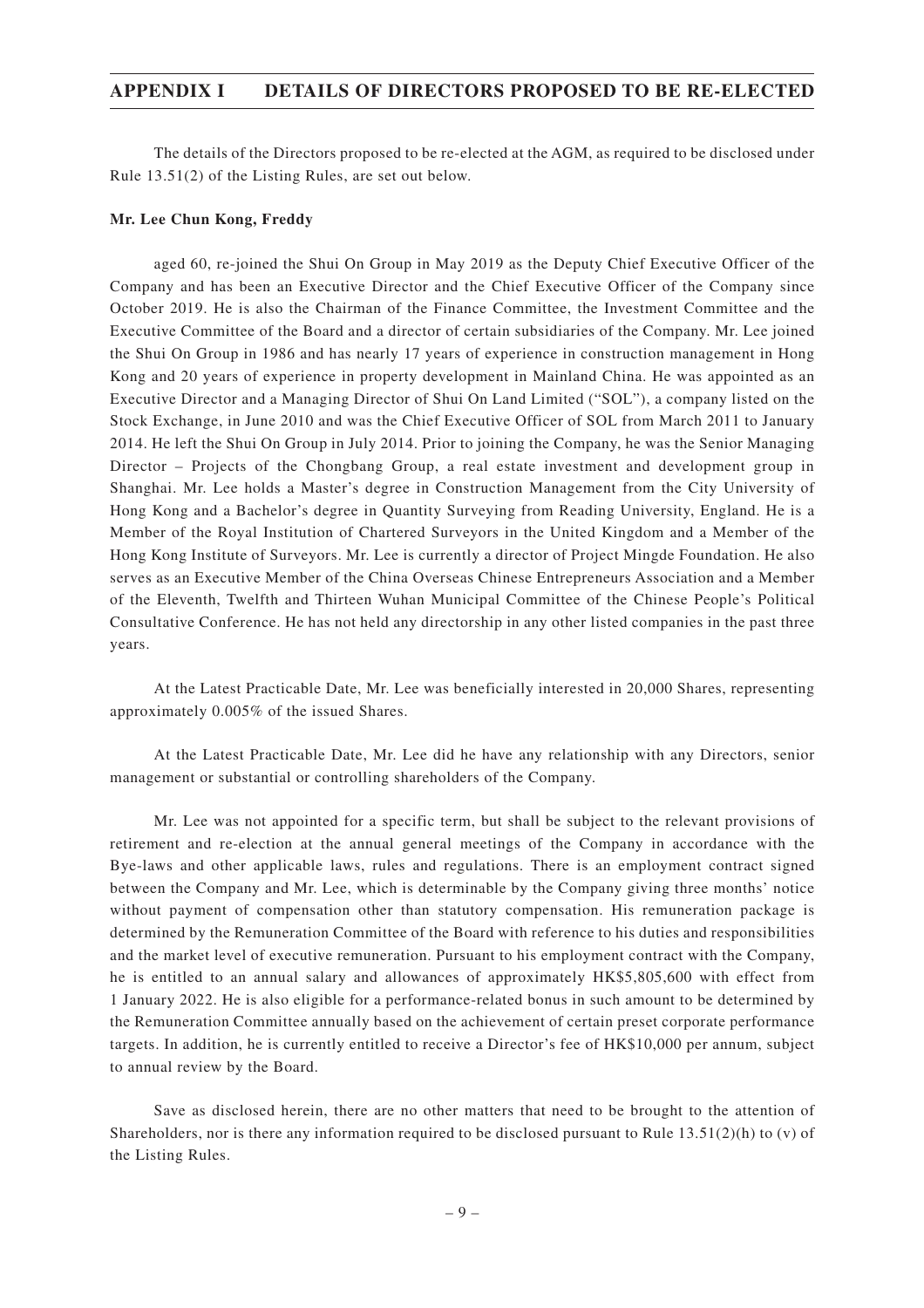## APPENDIX I DETAILS OF DIRECTORS PROPOSED TO BE RE-ELECTED

The details of the Directors proposed to be re-elected at the AGM, as required to be disclosed under Rule 13.51(2) of the Listing Rules, are set out below.

**Mr. Lee Chun Kong, Freddy**

aged 60, re-joined the Shui On Group in May 2019 as the Deputy Chief Executive Officer of the Company and has been an Executive Director and the Chief Executive Officer of the Company since October 2019. He is also the Chairman of the Finance Committee, the Investment Committee and the Executive Committee of the Board and a director of certain subsidiaries of the Company. Mr. Lee joined the Shui On Group in 1986 and has nearly 17 years of experience in construction management in Hong Kong and 20 years of experience in property development in Mainland China. He was appointed as an Executive Director and a Managing Director of Shui On Land Limited ("SOL"), a company listed on the Stock Exchange, in June 2010 and was the Chief Executive Officer of SOL from March 2011 to January 2014. He left the Shui On Group in July 2014. Prior to joining the Company, he was the Senior Managing Director – Projects of the Chongbang Group, a real estate investment and development group in Shanghai. Mr. Lee holds a Master's degree in Construction Management from the City University of Hong Kong and a Bachelor's degree in Quantity Surveying from Reading University, England. He is a Member of the Royal Institution of Chartered Surveyors in the United Kingdom and a Member of the Hong Kong Institute of Surveyors. Mr. Lee is currently a director of Project Mingde Foundation. He also serves as an Executive Member of the China Overseas Chinese Entrepreneurs Association and a Member of the Eleventh, Twelfth and Thirteen Wuhan Municipal Committee of the Chinese People's Political Consultative Conference. He has not held any directorship in any other listed companies in the past three years.

At the Latest Practicable Date, Mr. Lee was beneficially interested in 20,000 Shares, representing approximately 0.005% of the issued Shares.

At the Latest Practicable Date, Mr. Lee did he have any relationship with any Directors, senior management or substantial or controlling shareholders of the Company.

Mr. Lee was not appointed for a specific term, but shall be subject to the relevant provisions of retirement and re-election at the annual general meetings of the Company in accordance with the Bye-laws and other applicable laws, rules and regulations. There is an employment contract signed between the Company and Mr. Lee, which is determinable by the Company giving three months' notice without payment of compensation other than statutory compensation. His remuneration package is determined by the Remuneration Committee of the Board with reference to his duties and responsibilities and the market level of executive remuneration. Pursuant to his employment contract with the Company, he is entitled to an annual salary and allowances of approximately HK$5,805,600 with effect from 1 January 2022. He is also eligible for a performance-related bonus in such amount to be determined by the Remuneration Committee annually based on the achievement of certain preset corporate performance targets. In addition, he is currently entitled to receive a Director's fee of HK$10,000 per annum, subject to annual review by the Board.

Save as disclosed herein, there are no other matters that need to be brought to the attention of Shareholders, nor is there any information required to be disclosed pursuant to Rule 13.51(2)(h) to (v) of the Listing Rules.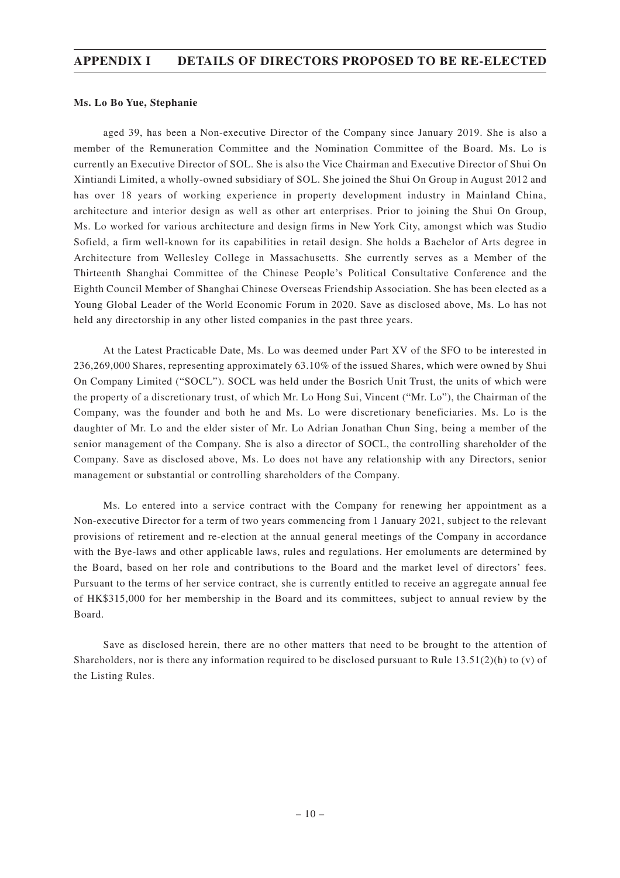**Ms. Lo Bo Yue, Stephanie**

aged 39, has been a Non-executive Director of the Company since January 2019. She is also a member of the Remuneration Committee and the Nomination Committee of the Board. Ms. Lo is currently an Executive Director of SOL. She is also the Vice Chairman and Executive Director of Shui On Xintiandi Limited, a wholly-owned subsidiary of SOL. She joined the Shui On Group in August 2012 and has over 18 years of working experience in property development industry in Mainland China, architecture and interior design as well as other art enterprises. Prior to joining the Shui On Group, Ms. Lo worked for various architecture and design firms in New York City, amongst which was Studio Sofield, a firm well-known for its capabilities in retail design. She holds a Bachelor of Arts degree in Architecture from Wellesley College in Massachusetts. She currently serves as a Member of the Thirteenth Shanghai Committee of the Chinese People's Political Consultative Conference and the Eighth Council Member of Shanghai Chinese Overseas Friendship Association. She has been elected as a Young Global Leader of the World Economic Forum in 2020. Save as disclosed above, Ms. Lo has not held any directorship in any other listed companies in the past three years.

At the Latest Practicable Date, Ms. Lo was deemed under Part XV of the SFO to be interested in 236,269,000 Shares, representing approximately 63.10% of the issued Shares, which were owned by Shui On Company Limited ("SOCL"). SOCL was held under the Bosrich Unit Trust, the units of which were the property of a discretionary trust, of which Mr. Lo Hong Sui, Vincent ("Mr. Lo"), the Chairman of the Company, was the founder and both he and Ms. Lo were discretionary beneficiaries. Ms. Lo is the daughter of Mr. Lo and the elder sister of Mr. Lo Adrian Jonathan Chun Sing, being a member of the senior management of the Company. She is also a director of SOCL, the controlling shareholder of the Company. Save as disclosed above, Ms. Lo does not have any relationship with any Directors, senior management or substantial or controlling shareholders of the Company.

Ms. Lo entered into a service contract with the Company for renewing her appointment as a Non-executive Director for a term of two years commencing from 1 January 2021, subject to the relevant provisions of retirement and re-election at the annual general meetings of the Company in accordance with the Bye-laws and other applicable laws, rules and regulations. Her emoluments are determined by the Board, based on her role and contributions to the Board and the market level of directors' fees. Pursuant to the terms of her service contract, she is currently entitled to receive an aggregate annual fee of HK$315,000 for her membership in the Board and its committees, subject to annual review by the Board.

Save as disclosed herein, there are no other matters that need to be brought to the attention of Shareholders, nor is there any information required to be disclosed pursuant to Rule 13.51(2)(h) to (v) of the Listing Rules.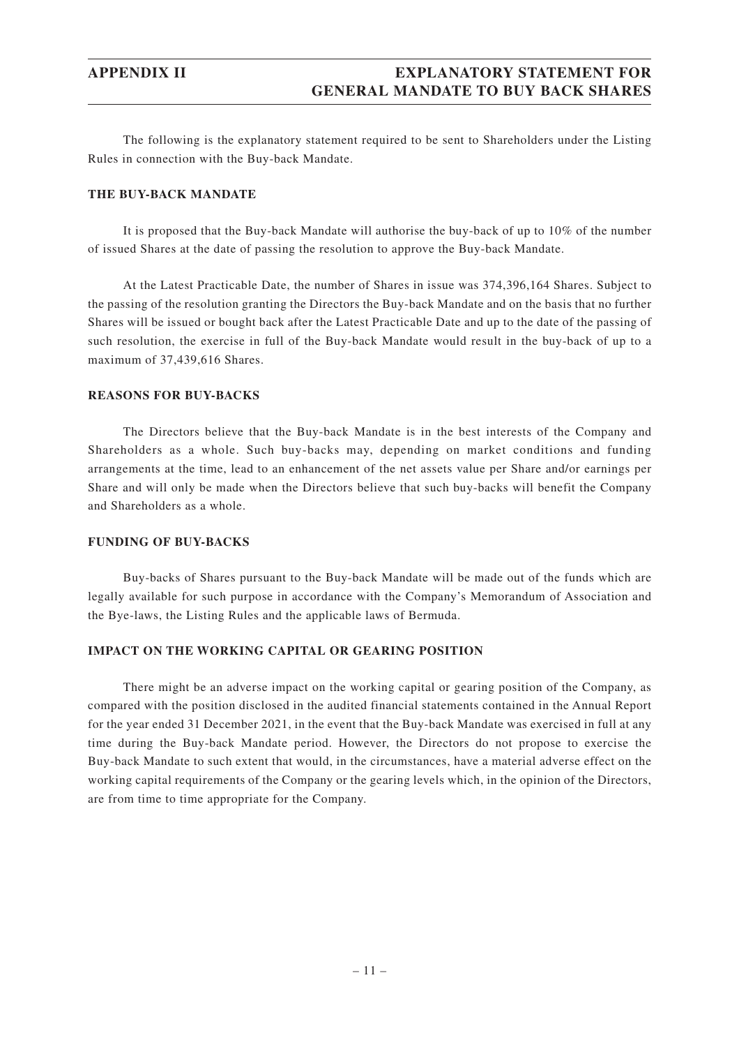The following is the explanatory statement required to be sent to Shareholders under the Listing Rules in connection with the Buy-back Mandate.

## THE BUY-BACK MANDATE

It is proposed that the Buy-back Mandate will authorise the buy-back of up to 10% of the number of issued Shares at the date of passing the resolution to approve the Buy-back Mandate.

At the Latest Practicable Date, the number of Shares in issue was 374,396,164 Shares. Subject to the passing of the resolution granting the Directors the Buy-back Mandate and on the basis that no further Shares will be issued or bought back after the Latest Practicable Date and up to the date of the passing of such resolution, the exercise in full of the Buy-back Mandate would result in the buy-back of up to a maximum of 37,439,616 Shares.

## REASONS FOR BUY-BACKS

The Directors believe that the Buy-back Mandate is in the best interests of the Company and Shareholders as a whole. Such buy-backs may, depending on market conditions and funding arrangements at the time, lead to an enhancement of the net assets value per Share and/or earnings per Share and will only be made when the Directors believe that such buy-backs will benefit the Company and Shareholders as a whole.

## FUNDING OF BUY-BACKS

Buy-backs of Shares pursuant to the Buy-back Mandate will be made out of the funds which are legally available for such purpose in accordance with the Company's Memorandum of Association and the Bye-laws, the Listing Rules and the applicable laws of Bermuda.

## IMPACT ON THE WORKING CAPITAL OR GEARING POSITION

There might be an adverse impact on the working capital or gearing position of the Company, as compared with the position disclosed in the audited financial statements contained in the Annual Report for the year ended 31 December 2021, in the event that the Buy-back Mandate was exercised in full at any time during the Buy-back Mandate period. However, the Directors do not propose to exercise the Buy-back Mandate to such extent that would, in the circumstances, have a material adverse effect on the working capital requirements of the Company or the gearing levels which, in the opinion of the Directors, are from time to time appropriate for the Company.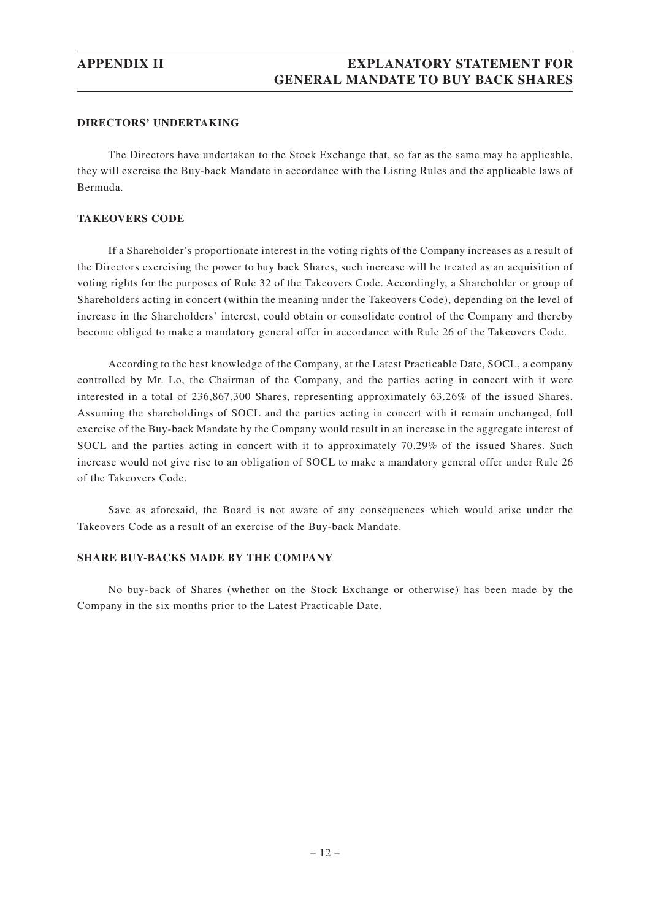## DIRECTORS' UNDERTAKING

The Directors have undertaken to the Stock Exchange that, so far as the same may be applicable, they will exercise the Buy-back Mandate in accordance with the Listing Rules and the applicable laws of Bermuda.

## TAKEOVERS CODE

If a Shareholder's proportionate interest in the voting rights of the Company increases as a result of the Directors exercising the power to buy back Shares, such increase will be treated as an acquisition of voting rights for the purposes of Rule 32 of the Takeovers Code. Accordingly, a Shareholder or group of Shareholders acting in concert (within the meaning under the Takeovers Code), depending on the level of increase in the Shareholders' interest, could obtain or consolidate control of the Company and thereby become obliged to make a mandatory general offer in accordance with Rule 26 of the Takeovers Code.

According to the best knowledge of the Company, at the Latest Practicable Date, SOCL, a company controlled by Mr. Lo, the Chairman of the Company, and the parties acting in concert with it were interested in a total of 236,867,300 Shares, representing approximately 63.26% of the issued Shares. Assuming the shareholdings of SOCL and the parties acting in concert with it remain unchanged, full exercise of the Buy-back Mandate by the Company would result in an increase in the aggregate interest of SOCL and the parties acting in concert with it to approximately 70.29% of the issued Shares. Such increase would not give rise to an obligation of SOCL to make a mandatory general offer under Rule 26 of the Takeovers Code.

Save as aforesaid, the Board is not aware of any consequences which would arise under the Takeovers Code as a result of an exercise of the Buy-back Mandate.

## SHARE BUY-BACKS MADE BY THE COMPANY

No buy-back of Shares (whether on the Stock Exchange or otherwise) has been made by the Company in the six months prior to the Latest Practicable Date.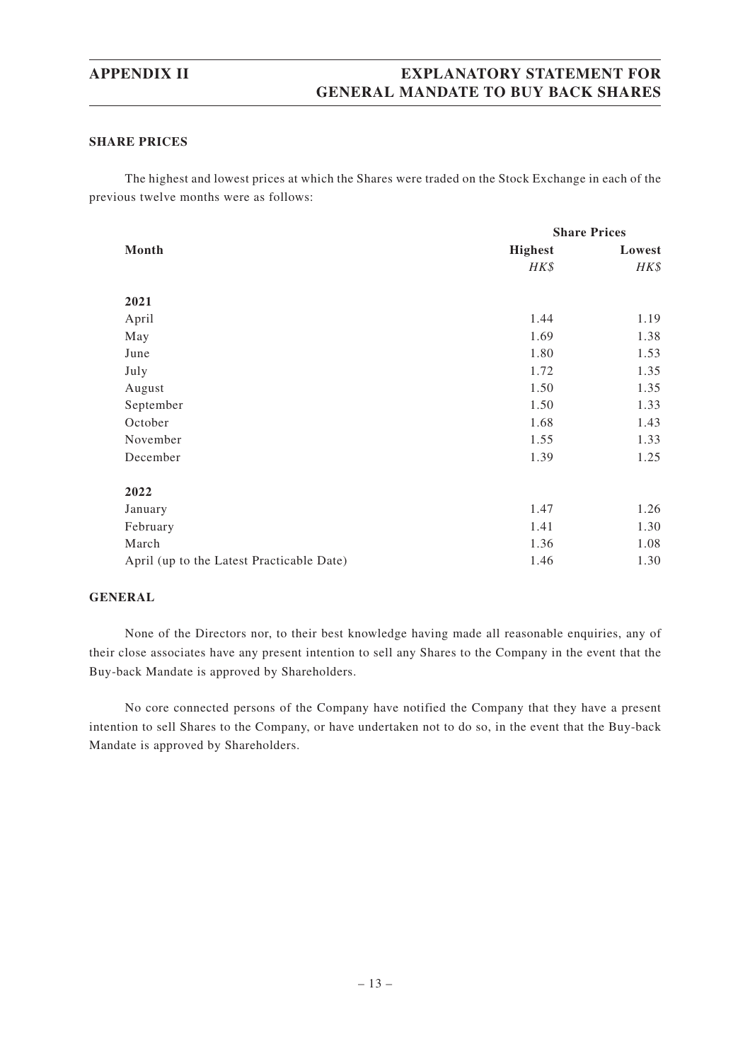## SHARE PRICES

The highest and lowest prices at which the Shares were traded on the Stock Exchange in each of the previous twelve months were as follows:

| Month | Share Prices | |
|---|---|---|
| | **Highest** | **Lowest** |
| | *HK$* | *HK$* |
| **2021** | | |
| April | 1.44 | 1.19 |
| May | 1.69 | 1.38 |
| June | 1.80 | 1.53 |
| July | 1.72 | 1.35 |
| August | 1.50 | 1.35 |
| September | 1.50 | 1.33 |
| October | 1.68 | 1.43 |
| November | 1.55 | 1.33 |
| December | 1.39 | 1.25 |
| **2022** | | |
| January | 1.47 | 1.26 |
| February | 1.41 | 1.30 |
| March | 1.36 | 1.08 |
| April (up to the Latest Practicable Date) | 1.46 | 1.30 |

## GENERAL

None of the Directors nor, to their best knowledge having made all reasonable enquiries, any of their close associates have any present intention to sell any Shares to the Company in the event that the Buy-back Mandate is approved by Shareholders.

No core connected persons of the Company have notified the Company that they have a present intention to sell Shares to the Company, or have undertaken not to do so, in the event that the Buy-back Mandate is approved by Shareholders.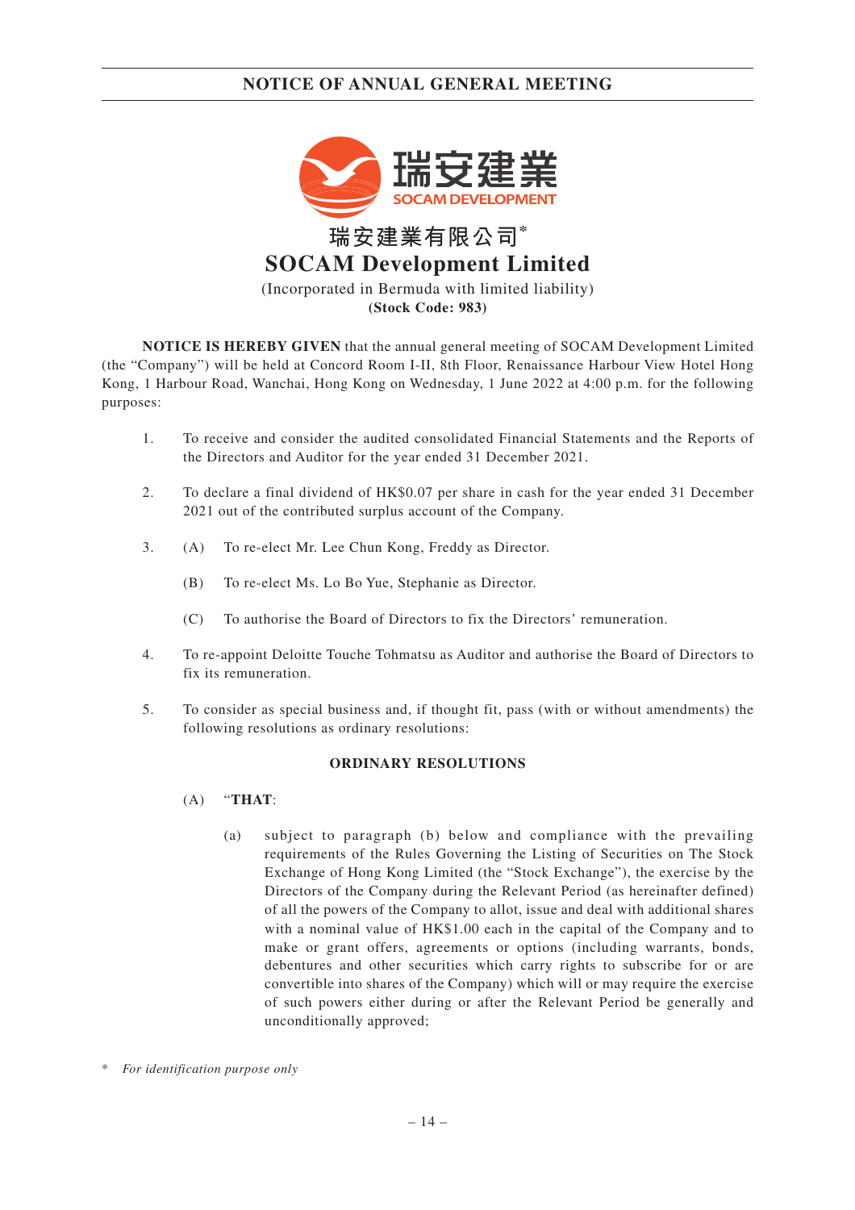# NOTICE OF ANNUAL GENERAL MEETING

瑞安建業有限公司*

# SOCAM Development Limited

(Incorporated in Bermuda with limited liability)

**(Stock Code: 983)**

**NOTICE IS HEREBY GIVEN** that the annual general meeting of SOCAM Development Limited (the "Company") will be held at Concord Room I-II, 8th Floor, Renaissance Harbour View Hotel Hong Kong, 1 Harbour Road, Wanchai, Hong Kong on Wednesday, 1 June 2022 at 4:00 p.m. for the following purposes:

1. To receive and consider the audited consolidated Financial Statements and the Reports of the Directors and Auditor for the year ended 31 December 2021.

2. To declare a final dividend of HK$0.07 per share in cash for the year ended 31 December 2021 out of the contributed surplus account of the Company.

3. (A) To re-elect Mr. Lee Chun Kong, Freddy as Director.

   (B) To re-elect Ms. Lo Bo Yue, Stephanie as Director.

   (C) To authorise the Board of Directors to fix the Directors' remuneration.

4. To re-appoint Deloitte Touche Tohmatsu as Auditor and authorise the Board of Directors to fix its remuneration.

5. To consider as special business and, if thought fit, pass (with or without amendments) the following resolutions as ordinary resolutions:

**ORDINARY RESOLUTIONS**

(A) "**THAT**:

(a) subject to paragraph (b) below and compliance with the prevailing requirements of the Rules Governing the Listing of Securities on The Stock Exchange of Hong Kong Limited (the "Stock Exchange"), the exercise by the Directors of the Company during the Relevant Period (as hereinafter defined) of all the powers of the Company to allot, issue and deal with additional shares with a nominal value of HK$1.00 each in the capital of the Company and to make or grant offers, agreements or options (including warrants, bonds, debentures and other securities which carry rights to subscribe for or are convertible into shares of the Company) which will or may require the exercise of such powers either during or after the Relevant Period be generally and unconditionally approved;

\* *For identification purpose only*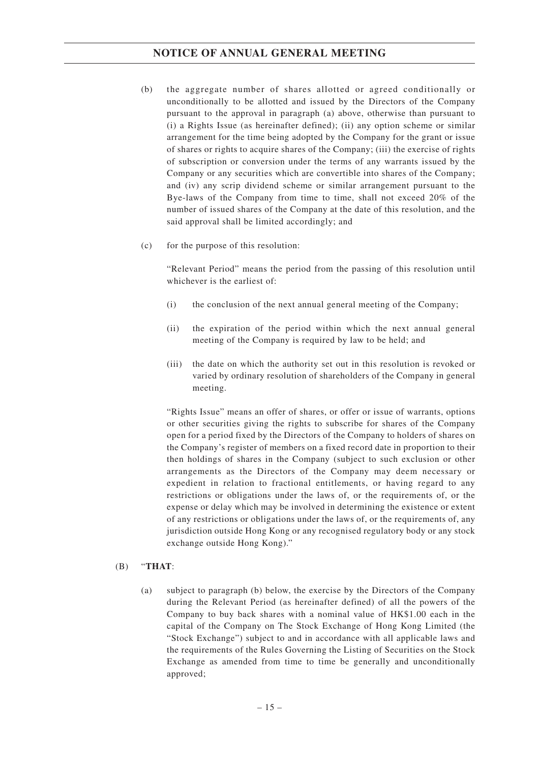(b) the aggregate number of shares allotted or agreed conditionally or unconditionally to be allotted and issued by the Directors of the Company pursuant to the approval in paragraph (a) above, otherwise than pursuant to (i) a Rights Issue (as hereinafter defined); (ii) any option scheme or similar arrangement for the time being adopted by the Company for the grant or issue of shares or rights to acquire shares of the Company; (iii) the exercise of rights of subscription or conversion under the terms of any warrants issued by the Company or any securities which are convertible into shares of the Company; and (iv) any scrip dividend scheme or similar arrangement pursuant to the Bye-laws of the Company from time to time, shall not exceed 20% of the number of issued shares of the Company at the date of this resolution, and the said approval shall be limited accordingly; and

(c) for the purpose of this resolution:

"Relevant Period" means the period from the passing of this resolution until whichever is the earliest of:

(i) the conclusion of the next annual general meeting of the Company;

(ii) the expiration of the period within which the next annual general meeting of the Company is required by law to be held; and

(iii) the date on which the authority set out in this resolution is revoked or varied by ordinary resolution of shareholders of the Company in general meeting.

"Rights Issue" means an offer of shares, or offer or issue of warrants, options or other securities giving the rights to subscribe for shares of the Company open for a period fixed by the Directors of the Company to holders of shares on the Company's register of members on a fixed record date in proportion to their then holdings of shares in the Company (subject to such exclusion or other arrangements as the Directors of the Company may deem necessary or expedient in relation to fractional entitlements, or having regard to any restrictions or obligations under the laws of, or the requirements of, or the expense or delay which may be involved in determining the existence or extent of any restrictions or obligations under the laws of, or the requirements of, any jurisdiction outside Hong Kong or any recognised regulatory body or any stock exchange outside Hong Kong)."

(B) "**THAT**:

(a) subject to paragraph (b) below, the exercise by the Directors of the Company during the Relevant Period (as hereinafter defined) of all the powers of the Company to buy back shares with a nominal value of HK$1.00 each in the capital of the Company on The Stock Exchange of Hong Kong Limited (the "Stock Exchange") subject to and in accordance with all applicable laws and the requirements of the Rules Governing the Listing of Securities on the Stock Exchange as amended from time to time be generally and unconditionally approved;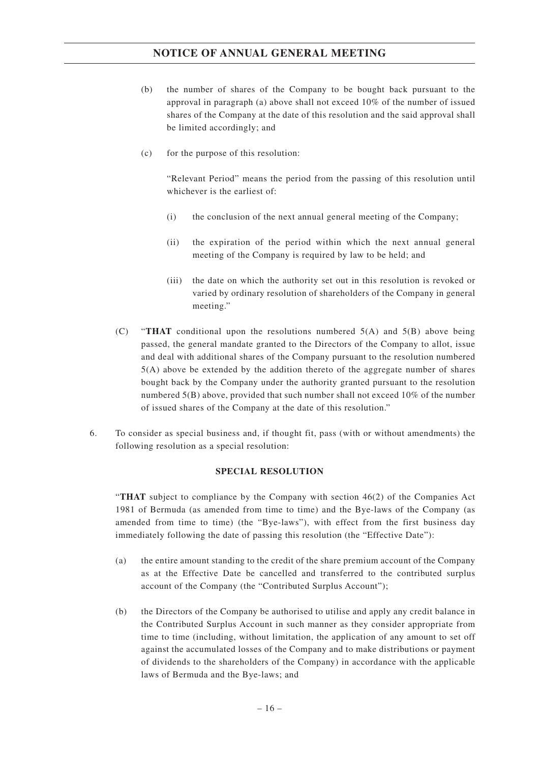(b) the number of shares of the Company to be bought back pursuant to the approval in paragraph (a) above shall not exceed 10% of the number of issued shares of the Company at the date of this resolution and the said approval shall be limited accordingly; and

(c) for the purpose of this resolution:

"Relevant Period" means the period from the passing of this resolution until whichever is the earliest of:

(i) the conclusion of the next annual general meeting of the Company;

(ii) the expiration of the period within which the next annual general meeting of the Company is required by law to be held; and

(iii) the date on which the authority set out in this resolution is revoked or varied by ordinary resolution of shareholders of the Company in general meeting."

(C) "**THAT** conditional upon the resolutions numbered 5(A) and 5(B) above being passed, the general mandate granted to the Directors of the Company to allot, issue and deal with additional shares of the Company pursuant to the resolution numbered 5(A) above be extended by the addition thereto of the aggregate number of shares bought back by the Company under the authority granted pursuant to the resolution numbered 5(B) above, provided that such number shall not exceed 10% of the number of issued shares of the Company at the date of this resolution."

6. To consider as special business and, if thought fit, pass (with or without amendments) the following resolution as a special resolution:

**SPECIAL RESOLUTION**

"**THAT** subject to compliance by the Company with section 46(2) of the Companies Act 1981 of Bermuda (as amended from time to time) and the Bye-laws of the Company (as amended from time to time) (the "Bye-laws"), with effect from the first business day immediately following the date of passing this resolution (the "Effective Date"):

(a) the entire amount standing to the credit of the share premium account of the Company as at the Effective Date be cancelled and transferred to the contributed surplus account of the Company (the "Contributed Surplus Account");

(b) the Directors of the Company be authorised to utilise and apply any credit balance in the Contributed Surplus Account in such manner as they consider appropriate from time to time (including, without limitation, the application of any amount to set off against the accumulated losses of the Company and to make distributions or payment of dividends to the shareholders of the Company) in accordance with the applicable laws of Bermuda and the Bye-laws; and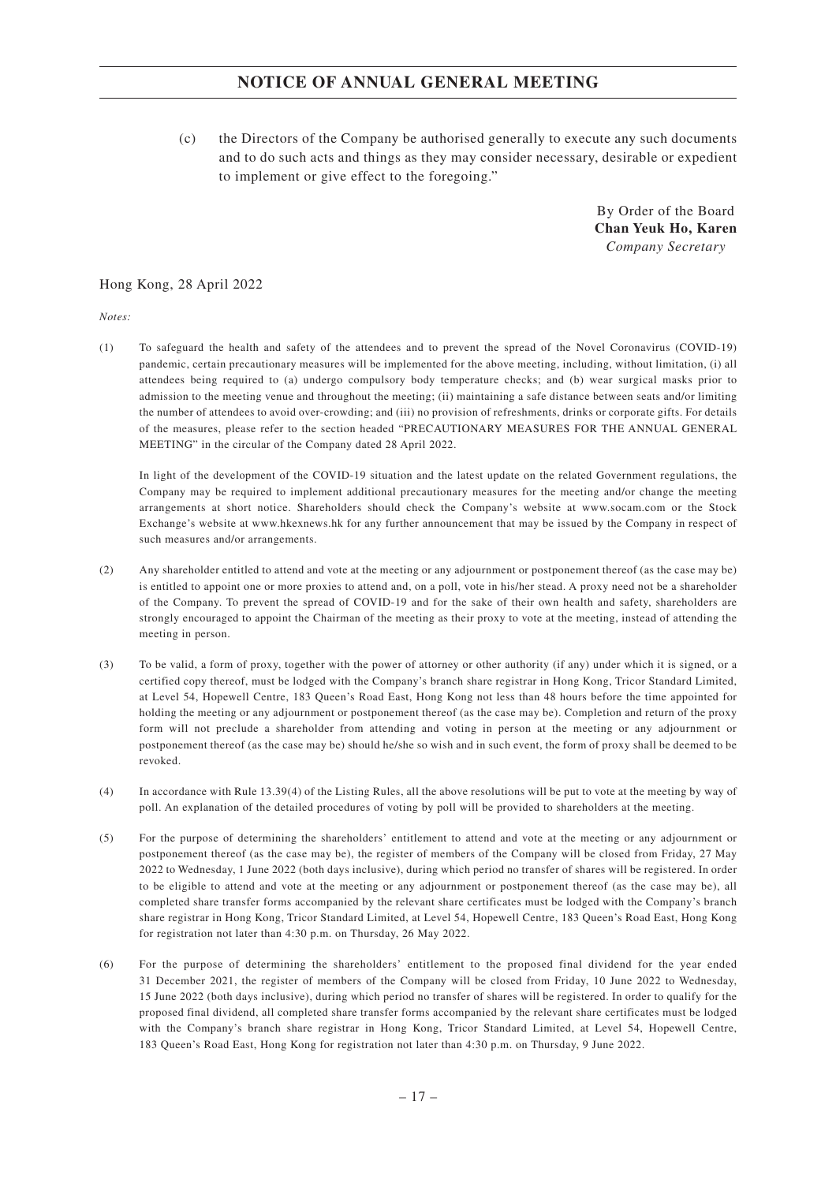# NOTICE OF ANNUAL GENERAL MEETING

(c) the Directors of the Company be authorised generally to execute any such documents and to do such acts and things as they may consider necessary, desirable or expedient to implement or give effect to the foregoing."

By Order of the Board
**Chan Yeuk Ho, Karen**
*Company Secretary*

Hong Kong, 28 April 2022

*Notes:*

(1) To safeguard the health and safety of the attendees and to prevent the spread of the Novel Coronavirus (COVID-19) pandemic, certain precautionary measures will be implemented for the above meeting, including, without limitation, (i) all attendees being required to (a) undergo compulsory body temperature checks; and (b) wear surgical masks prior to admission to the meeting venue and throughout the meeting; (ii) maintaining a safe distance between seats and/or limiting the number of attendees to avoid over-crowding; and (iii) no provision of refreshments, drinks or corporate gifts. For details of the measures, please refer to the section headed "PRECAUTIONARY MEASURES FOR THE ANNUAL GENERAL MEETING" in the circular of the Company dated 28 April 2022.

In light of the development of the COVID-19 situation and the latest update on the related Government regulations, the Company may be required to implement additional precautionary measures for the meeting and/or change the meeting arrangements at short notice. Shareholders should check the Company's website at www.socam.com or the Stock Exchange's website at www.hkexnews.hk for any further announcement that may be issued by the Company in respect of such measures and/or arrangements.

(2) Any shareholder entitled to attend and vote at the meeting or any adjournment or postponement thereof (as the case may be) is entitled to appoint one or more proxies to attend and, on a poll, vote in his/her stead. A proxy need not be a shareholder of the Company. To prevent the spread of COVID-19 and for the sake of their own health and safety, shareholders are strongly encouraged to appoint the Chairman of the meeting as their proxy to vote at the meeting, instead of attending the meeting in person.

(3) To be valid, a form of proxy, together with the power of attorney or other authority (if any) under which it is signed, or a certified copy thereof, must be lodged with the Company's branch share registrar in Hong Kong, Tricor Standard Limited, at Level 54, Hopewell Centre, 183 Queen's Road East, Hong Kong not less than 48 hours before the time appointed for holding the meeting or any adjournment or postponement thereof (as the case may be). Completion and return of the proxy form will not preclude a shareholder from attending and voting in person at the meeting or any adjournment or postponement thereof (as the case may be) should he/she so wish and in such event, the form of proxy shall be deemed to be revoked.

(4) In accordance with Rule 13.39(4) of the Listing Rules, all the above resolutions will be put to vote at the meeting by way of poll. An explanation of the detailed procedures of voting by poll will be provided to shareholders at the meeting.

(5) For the purpose of determining the shareholders' entitlement to attend and vote at the meeting or any adjournment or postponement thereof (as the case may be), the register of members of the Company will be closed from Friday, 27 May 2022 to Wednesday, 1 June 2022 (both days inclusive), during which period no transfer of shares will be registered. In order to be eligible to attend and vote at the meeting or any adjournment or postponement thereof (as the case may be), all completed share transfer forms accompanied by the relevant share certificates must be lodged with the Company's branch share registrar in Hong Kong, Tricor Standard Limited, at Level 54, Hopewell Centre, 183 Queen's Road East, Hong Kong for registration not later than 4:30 p.m. on Thursday, 26 May 2022.

(6) For the purpose of determining the shareholders' entitlement to the proposed final dividend for the year ended 31 December 2021, the register of members of the Company will be closed from Friday, 10 June 2022 to Wednesday, 15 June 2022 (both days inclusive), during which period no transfer of shares will be registered. In order to qualify for the proposed final dividend, all completed share transfer forms accompanied by the relevant share certificates must be lodged with the Company's branch share registrar in Hong Kong, Tricor Standard Limited, at Level 54, Hopewell Centre, 183 Queen's Road East, Hong Kong for registration not later than 4:30 p.m. on Thursday, 9 June 2022.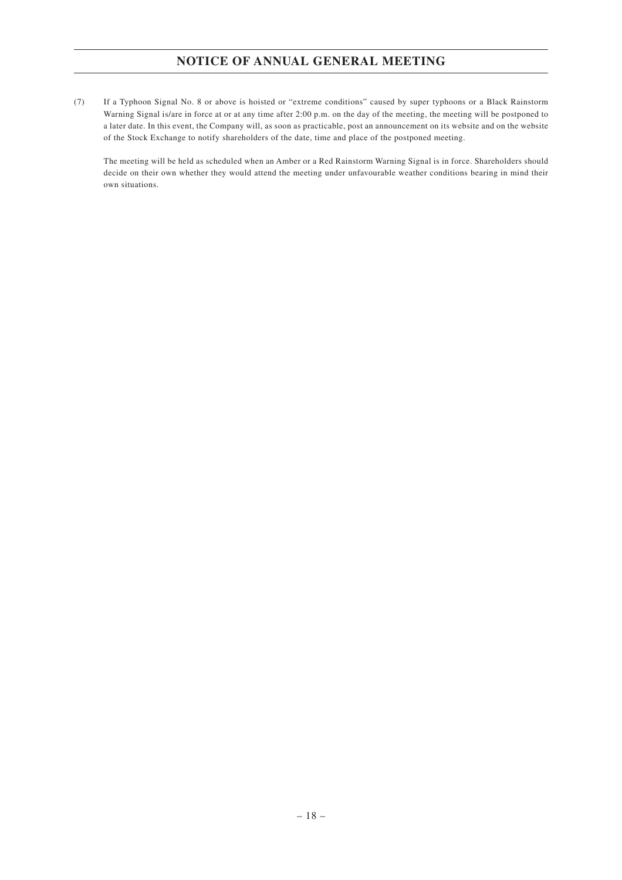(7) If a Typhoon Signal No. 8 or above is hoisted or "extreme conditions" caused by super typhoons or a Black Rainstorm Warning Signal is/are in force at or at any time after 2:00 p.m. on the day of the meeting, the meeting will be postponed to a later date. In this event, the Company will, as soon as practicable, post an announcement on its website and on the website of the Stock Exchange to notify shareholders of the date, time and place of the postponed meeting.

The meeting will be held as scheduled when an Amber or a Red Rainstorm Warning Signal is in force. Shareholders should decide on their own whether they would attend the meeting under unfavourable weather conditions bearing in mind their own situations.